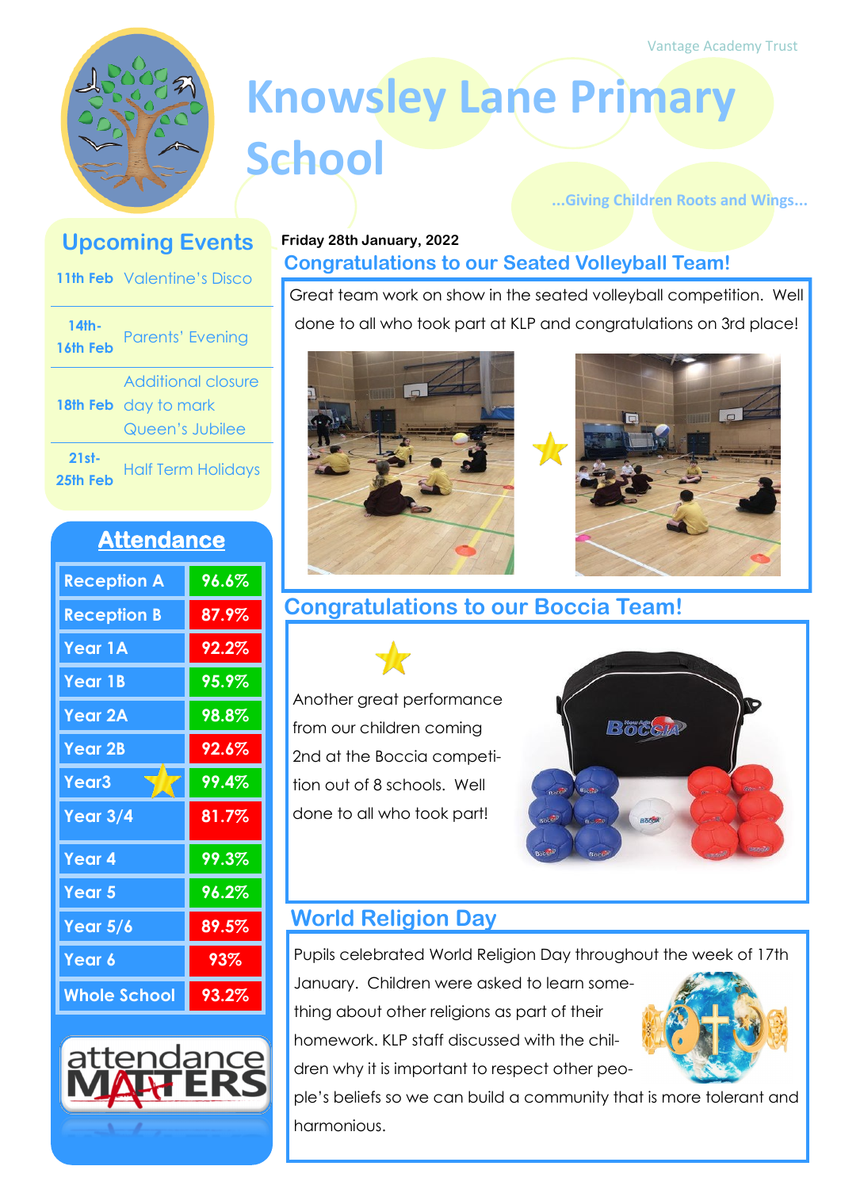Vantage Academy Trust

# Knowsley Lane Primary School

...Giving Children Roots and Wings...

## Upcoming Events

| Date | Event |
|---|---|
| 11th Feb | Valentine's Disco |
| 14th-16th Feb | Parents' Evening |
| 18th Feb | Additional closure day to mark Queen's Jubilee |
| 21st-25th Feb | Half Term Holidays |

## Attendance

| Class | Attendance |
|---|---|
| Reception A | 96.6% |
| Reception B | 87.9% |
| Year 1A | 92.2% |
| Year 1B | 95.9% |
| Year 2A | 98.8% |
| Year 2B | 92.6% |
| Year3 | 99.4% |
| Year 3/4 | 81.7% |
| Year 4 | 99.3% |
| Year 5 | 96.2% |
| Year 5/6 | 89.5% |
| Year 6 | 93% |
| Whole School | 93.2% |

attendance MATTERS

**Friday 28th January, 2022**

## Congratulations to our Seated Volleyball Team!

Great team work on show in the seated volleyball competition. Well done to all who took part at KLP and congratulations on 3rd place!

## Congratulations to our Boccia Team!

Another great performance from our children coming 2nd at the Boccia competition out of 8 schools. Well done to all who took part!

## World Religion Day

Pupils celebrated World Religion Day throughout the week of 17th January. Children were asked to learn something about other religions as part of their homework. KLP staff discussed with the children why it is important to respect other people's beliefs so we can build a community that is more tolerant and harmonious.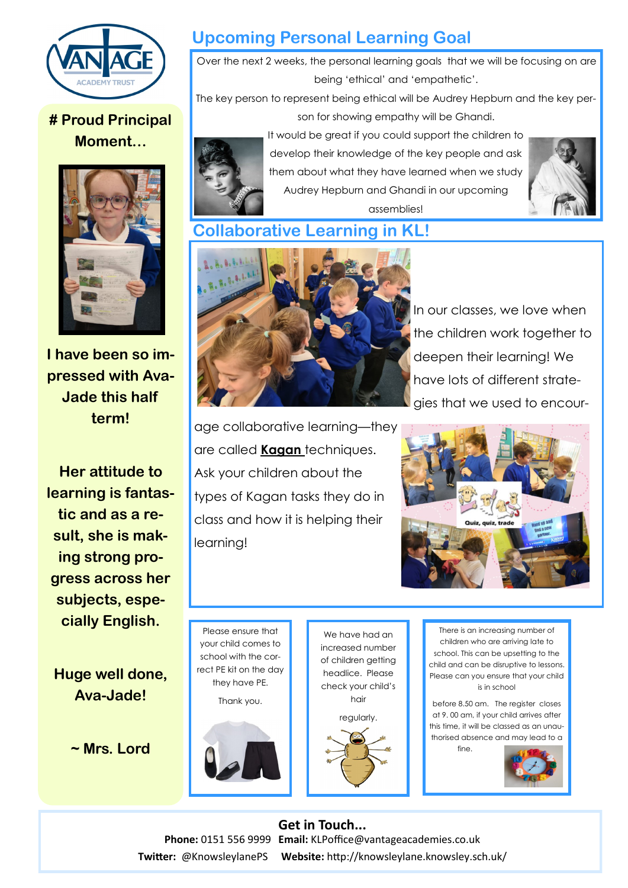## # Proud Principal Moment...

**I have been so impressed with Ava-Jade this half term!**

**Her attitude to learning is fantastic and as a result, she is making strong progress across her subjects, especially English.**

**Huge well done, Ava-Jade!**

**~ Mrs. Lord**

## Upcoming Personal Learning Goal

Over the next 2 weeks, the personal learning goals that we will be focusing on are being 'ethical' and 'empathetic'.

The key person to represent being ethical will be Audrey Hepburn and the key person for showing empathy will be Ghandi.

It would be great if you could support the children to develop their knowledge of the key people and ask them about what they have learned when we study Audrey Hepburn and Ghandi in our upcoming assemblies!

## Collaborative Learning in KL!

In our classes, we love when the children work together to deepen their learning! We have lots of different strategies that we used to encourage collaborative learning—they are called **Kagan** techniques. Ask your children about the types of Kagan tasks they do in class and how it is helping their learning!

Please ensure that your child comes to school with the correct PE kit on the day they have PE.

Thank you.

We have had an increased number of children getting headlice. Please check your child's hair regularly.

There is an increasing number of children who are arriving late to school. This can be upsetting to the child and can be disruptive to lessons. Please can you ensure that your child is in school

before 8.50 am. The register closes at 9. 00 am, if your child arrives after this time, it will be classed as an unauthorised absence and may lead to a fine.

### Get in Touch...

**Phone:** 0151 556 9999 **Email:** KLPoffice@vantageacademies.co.uk

**Twitter:** @KnowsleylanePS **Website:** http://knowsleylane.knowsley.sch.uk/